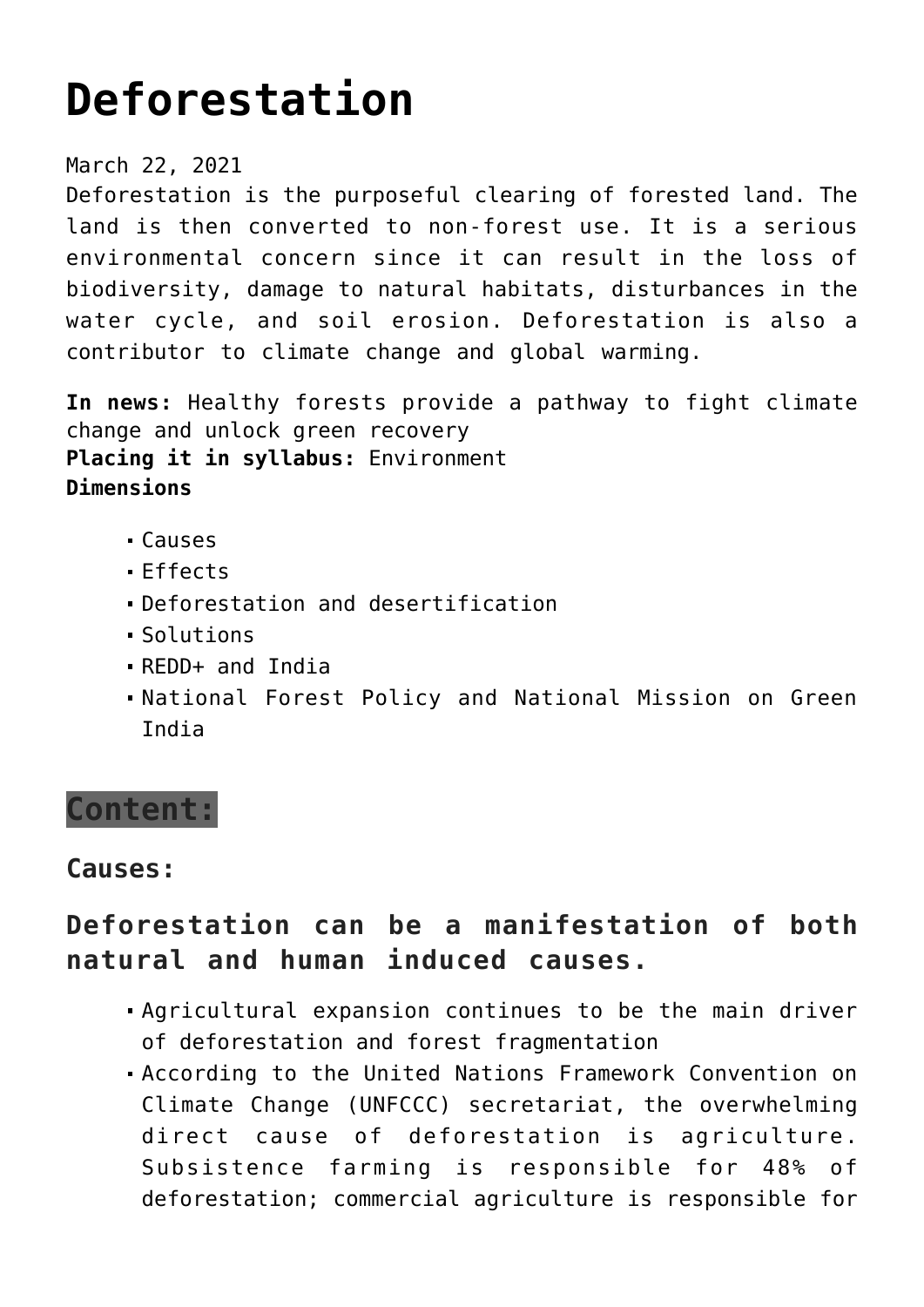# Deforestation

March 22, 2021

Deforestation is the purposeful clearing of forested land. The land is then converted to non-forest use. It is a serious environmental concern since it can result in the loss of biodiversity, damage to natural habitats, disturbances in the water cycle, and soil erosion. Deforestation is also a contributor to climate change and global warming.

**In news:** Healthy forests provide a pathway to fight climate change and unlock green recovery
**Placing it in syllabus:** Environment
**Dimensions**

- Causes
- Effects
- Deforestation and desertification
- Solutions
- REDD+ and India
- National Forest Policy and National Mission on Green India

## Content:

### Causes:

### Deforestation can be a manifestation of both natural and human induced causes.

- Agricultural expansion continues to be the main driver of deforestation and forest fragmentation
- According to the United Nations Framework Convention on Climate Change (UNFCCC) secretariat, the overwhelming direct cause of deforestation is agriculture. Subsistence farming is responsible for 48% of deforestation; commercial agriculture is responsible for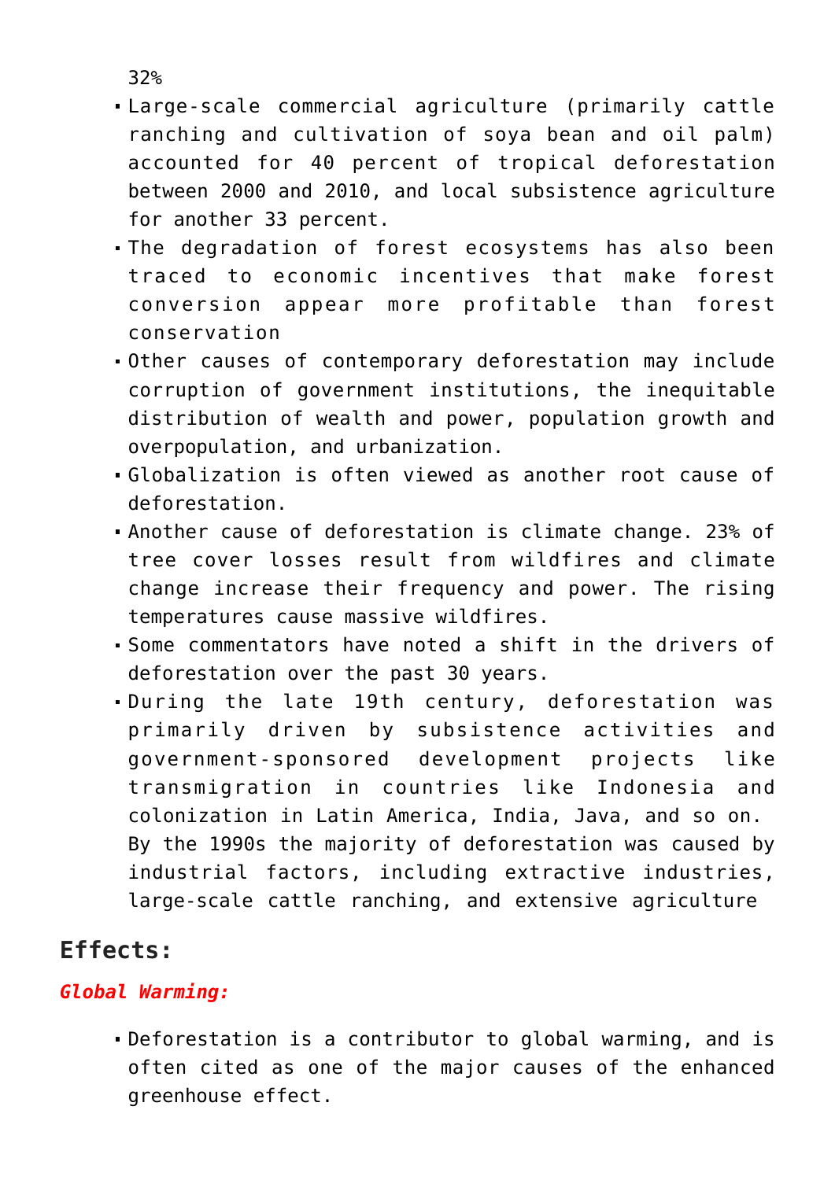32%

- Large-scale commercial agriculture (primarily cattle ranching and cultivation of soya bean and oil palm) accounted for 40 percent of tropical deforestation between 2000 and 2010, and local subsistence agriculture for another 33 percent.
- The degradation of forest ecosystems has also been traced to economic incentives that make forest conversion appear more profitable than forest conservation
- Other causes of contemporary deforestation may include corruption of government institutions, the inequitable distribution of wealth and power, population growth and overpopulation, and urbanization.
- Globalization is often viewed as another root cause of deforestation.
- Another cause of deforestation is climate change. 23% of tree cover losses result from wildfires and climate change increase their frequency and power. The rising temperatures cause massive wildfires.
- Some commentators have noted a shift in the drivers of deforestation over the past 30 years.
- During the late 19th century, deforestation was primarily driven by subsistence activities and government-sponsored development projects like transmigration in countries like Indonesia and colonization in Latin America, India, Java, and so on. By the 1990s the majority of deforestation was caused by industrial factors, including extractive industries, large-scale cattle ranching, and extensive agriculture

## Effects:

***Global Warming:***

- Deforestation is a contributor to global warming, and is often cited as one of the major causes of the enhanced greenhouse effect.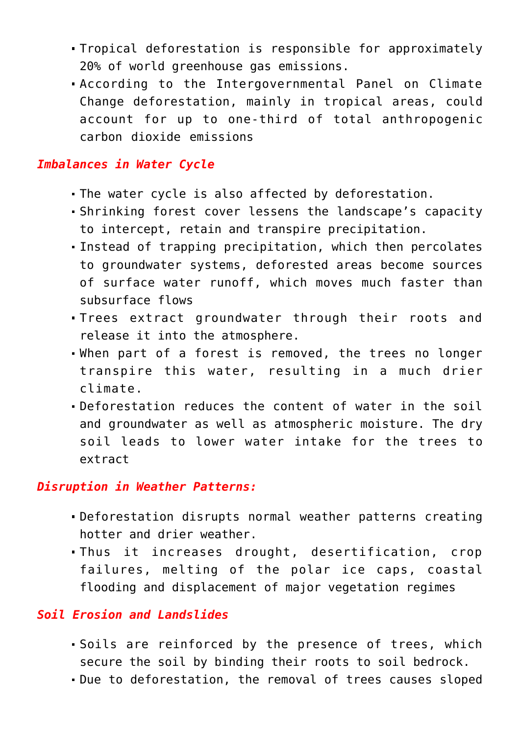- Tropical deforestation is responsible for approximately 20% of world greenhouse gas emissions.
- According to the Intergovernmental Panel on Climate Change deforestation, mainly in tropical areas, could account for up to one-third of total anthropogenic carbon dioxide emissions

### *Imbalances in Water Cycle*

- The water cycle is also affected by deforestation.
- Shrinking forest cover lessens the landscape's capacity to intercept, retain and transpire precipitation.
- Instead of trapping precipitation, which then percolates to groundwater systems, deforested areas become sources of surface water runoff, which moves much faster than subsurface flows
- Trees extract groundwater through their roots and release it into the atmosphere.
- When part of a forest is removed, the trees no longer transpire this water, resulting in a much drier climate.
- Deforestation reduces the content of water in the soil and groundwater as well as atmospheric moisture. The dry soil leads to lower water intake for the trees to extract

### *Disruption in Weather Patterns:*

- Deforestation disrupts normal weather patterns creating hotter and drier weather.
- Thus it increases drought, desertification, crop failures, melting of the polar ice caps, coastal flooding and displacement of major vegetation regimes

### *Soil Erosion and Landslides*

- Soils are reinforced by the presence of trees, which secure the soil by binding their roots to soil bedrock.
- Due to deforestation, the removal of trees causes sloped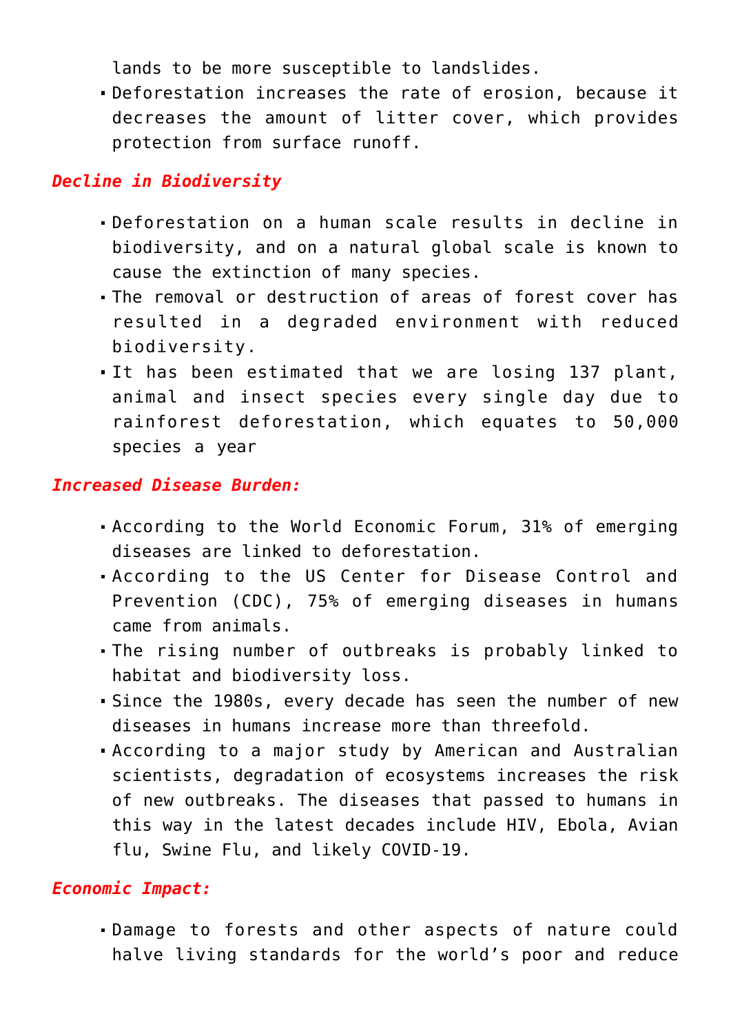lands to be more susceptible to landslides.

- Deforestation increases the rate of erosion, because it decreases the amount of litter cover, which provides protection from surface runoff.

### *Decline in Biodiversity*

- Deforestation on a human scale results in decline in biodiversity, and on a natural global scale is known to cause the extinction of many species.
- The removal or destruction of areas of forest cover has resulted in a degraded environment with reduced biodiversity.
- It has been estimated that we are losing 137 plant, animal and insect species every single day due to rainforest deforestation, which equates to 50,000 species a year

### *Increased Disease Burden:*

- According to the World Economic Forum, 31% of emerging diseases are linked to deforestation.
- According to the US Center for Disease Control and Prevention (CDC), 75% of emerging diseases in humans came from animals.
- The rising number of outbreaks is probably linked to habitat and biodiversity loss.
- Since the 1980s, every decade has seen the number of new diseases in humans increase more than threefold.
- According to a major study by American and Australian scientists, degradation of ecosystems increases the risk of new outbreaks. The diseases that passed to humans in this way in the latest decades include HIV, Ebola, Avian flu, Swine Flu, and likely COVID-19.

### *Economic Impact:*

- Damage to forests and other aspects of nature could halve living standards for the world's poor and reduce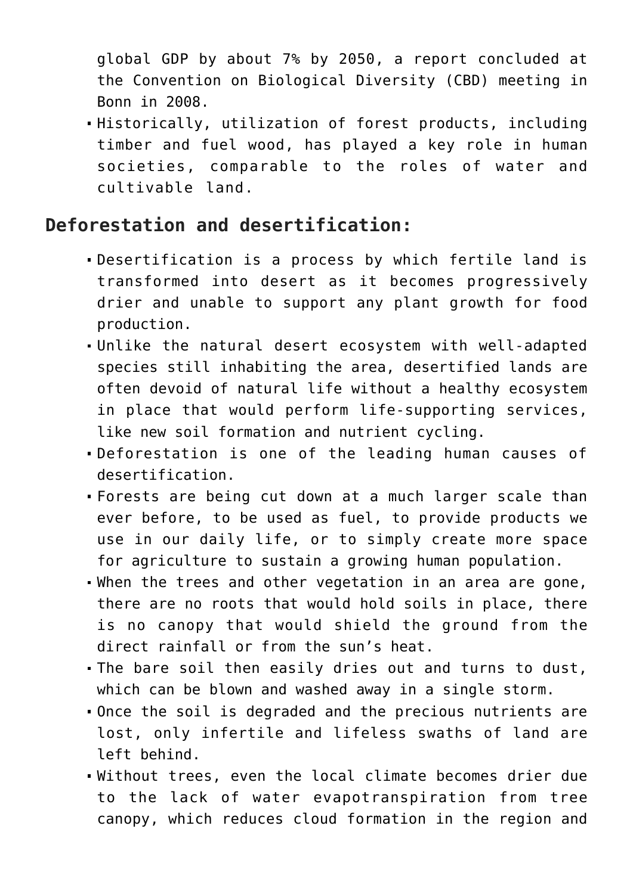global GDP by about 7% by 2050, a report concluded at the Convention on Biological Diversity (CBD) meeting in Bonn in 2008.
- Historically, utilization of forest products, including timber and fuel wood, has played a key role in human societies, comparable to the roles of water and cultivable land.

## Deforestation and desertification:

- Desertification is a process by which fertile land is transformed into desert as it becomes progressively drier and unable to support any plant growth for food production.
- Unlike the natural desert ecosystem with well-adapted species still inhabiting the area, desertified lands are often devoid of natural life without a healthy ecosystem in place that would perform life-supporting services, like new soil formation and nutrient cycling.
- Deforestation is one of the leading human causes of desertification.
- Forests are being cut down at a much larger scale than ever before, to be used as fuel, to provide products we use in our daily life, or to simply create more space for agriculture to sustain a growing human population.
- When the trees and other vegetation in an area are gone, there are no roots that would hold soils in place, there is no canopy that would shield the ground from the direct rainfall or from the sun's heat.
- The bare soil then easily dries out and turns to dust, which can be blown and washed away in a single storm.
- Once the soil is degraded and the precious nutrients are lost, only infertile and lifeless swaths of land are left behind.
- Without trees, even the local climate becomes drier due to the lack of water evapotranspiration from tree canopy, which reduces cloud formation in the region and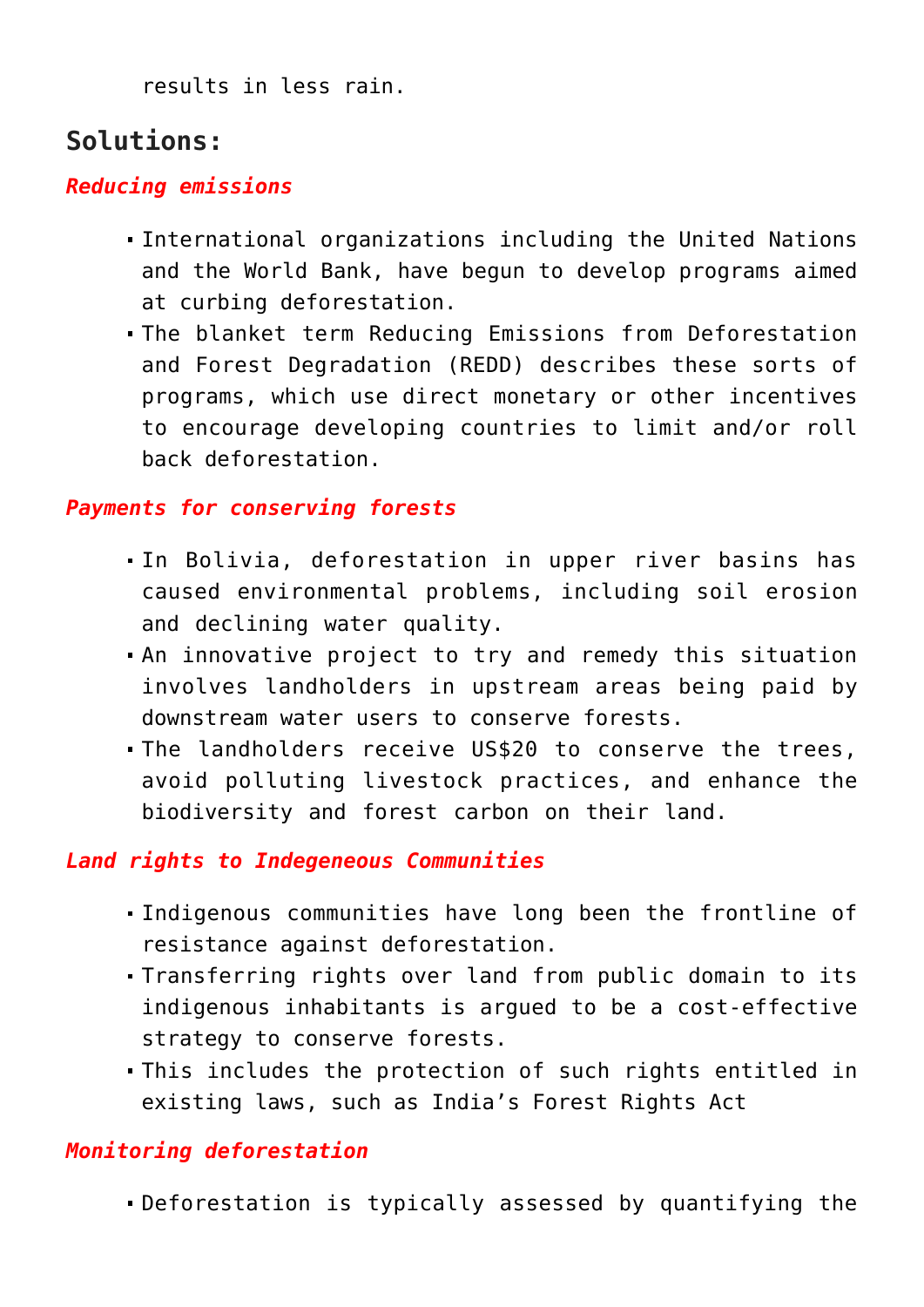results in less rain.

## Solutions:

***Reducing emissions***

- International organizations including the United Nations and the World Bank, have begun to develop programs aimed at curbing deforestation.
- The blanket term Reducing Emissions from Deforestation and Forest Degradation (REDD) describes these sorts of programs, which use direct monetary or other incentives to encourage developing countries to limit and/or roll back deforestation.

***Payments for conserving forests***

- In Bolivia, deforestation in upper river basins has caused environmental problems, including soil erosion and declining water quality.
- An innovative project to try and remedy this situation involves landholders in upstream areas being paid by downstream water users to conserve forests.
- The landholders receive US$20 to conserve the trees, avoid polluting livestock practices, and enhance the biodiversity and forest carbon on their land.

***Land rights to Indegeneous Communities***

- Indigenous communities have long been the frontline of resistance against deforestation.
- Transferring rights over land from public domain to its indigenous inhabitants is argued to be a cost-effective strategy to conserve forests.
- This includes the protection of such rights entitled in existing laws, such as India's Forest Rights Act

***Monitoring deforestation***

- Deforestation is typically assessed by quantifying the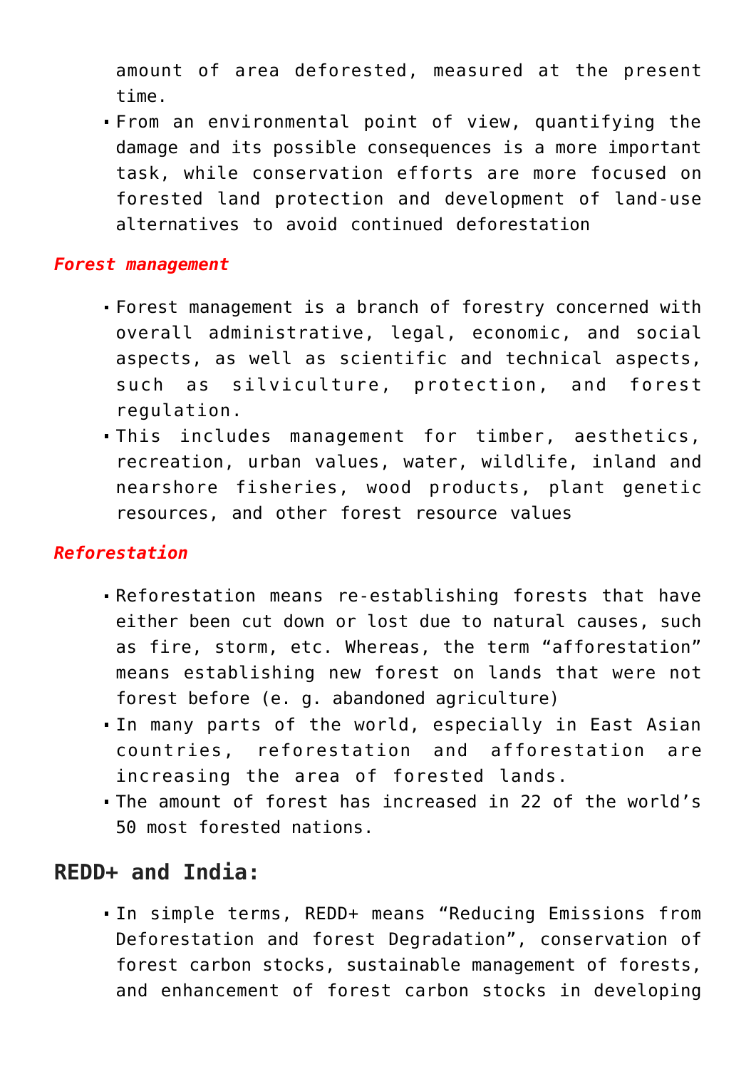amount of area deforested, measured at the present time.

- From an environmental point of view, quantifying the damage and its possible consequences is a more important task, while conservation efforts are more focused on forested land protection and development of land-use alternatives to avoid continued deforestation

***Forest management***

- Forest management is a branch of forestry concerned with overall administrative, legal, economic, and social aspects, as well as scientific and technical aspects, such as silviculture, protection, and forest regulation.
- This includes management for timber, aesthetics, recreation, urban values, water, wildlife, inland and nearshore fisheries, wood products, plant genetic resources, and other forest resource values

***Reforestation***

- Reforestation means re-establishing forests that have either been cut down or lost due to natural causes, such as fire, storm, etc. Whereas, the term "afforestation" means establishing new forest on lands that were not forest before (e. g. abandoned agriculture)
- In many parts of the world, especially in East Asian countries, reforestation and afforestation are increasing the area of forested lands.
- The amount of forest has increased in 22 of the world's 50 most forested nations.

## REDD+ and India:

- In simple terms, REDD+ means "Reducing Emissions from Deforestation and forest Degradation", conservation of forest carbon stocks, sustainable management of forests, and enhancement of forest carbon stocks in developing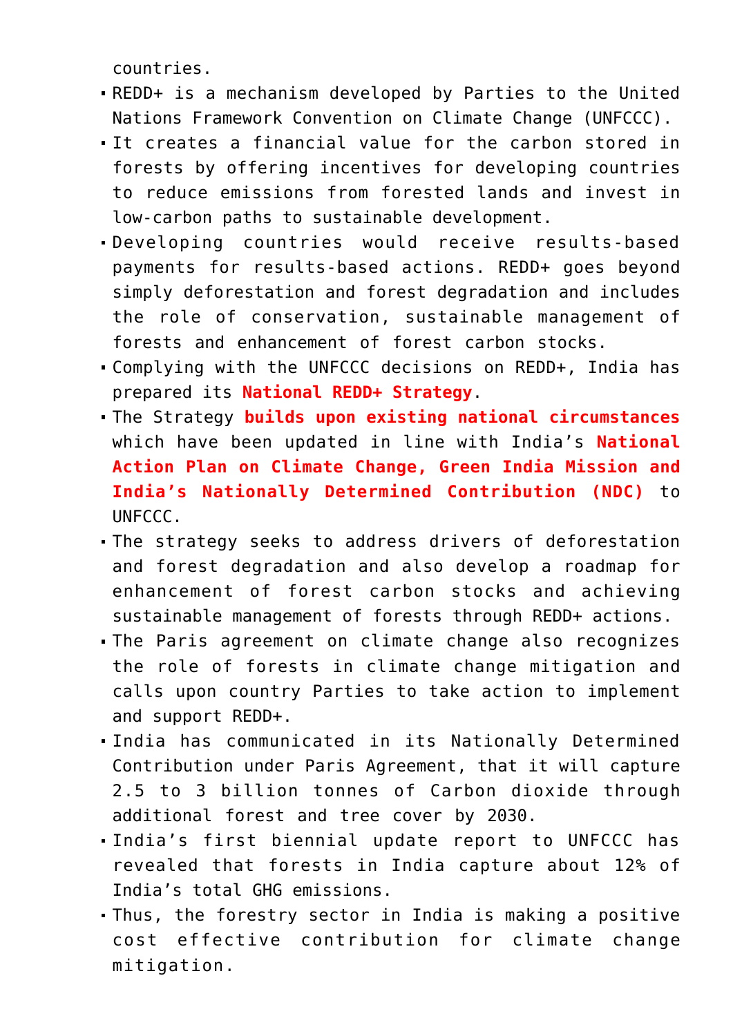countries.

- REDD+ is a mechanism developed by Parties to the United Nations Framework Convention on Climate Change (UNFCCC).
- It creates a financial value for the carbon stored in forests by offering incentives for developing countries to reduce emissions from forested lands and invest in low-carbon paths to sustainable development.
- Developing countries would receive results-based payments for results-based actions. REDD+ goes beyond simply deforestation and forest degradation and includes the role of conservation, sustainable management of forests and enhancement of forest carbon stocks.
- Complying with the UNFCCC decisions on REDD+, India has prepared its **National REDD+ Strategy**.
- The Strategy **builds upon existing national circumstances** which have been updated in line with India's **National Action Plan on Climate Change, Green India Mission and India's Nationally Determined Contribution (NDC)** to UNFCCC.
- The strategy seeks to address drivers of deforestation and forest degradation and also develop a roadmap for enhancement of forest carbon stocks and achieving sustainable management of forests through REDD+ actions.
- The Paris agreement on climate change also recognizes the role of forests in climate change mitigation and calls upon country Parties to take action to implement and support REDD+.
- India has communicated in its Nationally Determined Contribution under Paris Agreement, that it will capture 2.5 to 3 billion tonnes of Carbon dioxide through additional forest and tree cover by 2030.
- India's first biennial update report to UNFCCC has revealed that forests in India capture about 12% of India's total GHG emissions.
- Thus, the forestry sector in India is making a positive cost effective contribution for climate change mitigation.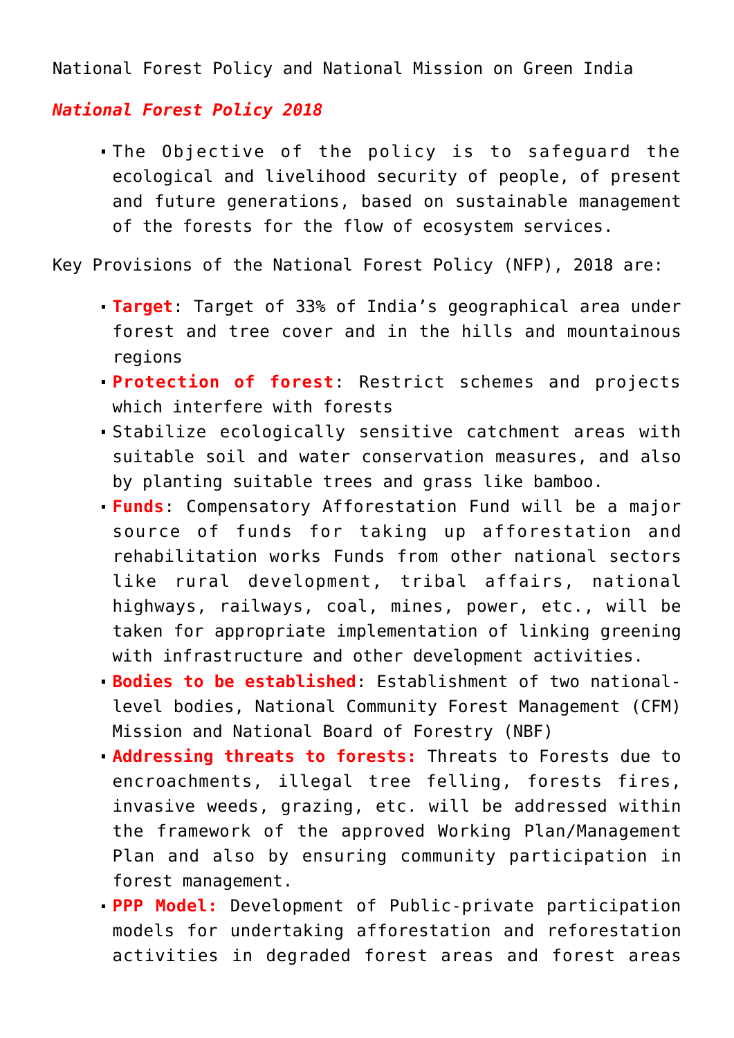National Forest Policy and National Mission on Green India

***National Forest Policy 2018***

- The Objective of the policy is to safeguard the ecological and livelihood security of people, of present and future generations, based on sustainable management of the forests for the flow of ecosystem services.

Key Provisions of the National Forest Policy (NFP), 2018 are:

- **Target**: Target of 33% of India's geographical area under forest and tree cover and in the hills and mountainous regions
- **Protection of forest**: Restrict schemes and projects which interfere with forests
- Stabilize ecologically sensitive catchment areas with suitable soil and water conservation measures, and also by planting suitable trees and grass like bamboo.
- **Funds**: Compensatory Afforestation Fund will be a major source of funds for taking up afforestation and rehabilitation works Funds from other national sectors like rural development, tribal affairs, national highways, railways, coal, mines, power, etc., will be taken for appropriate implementation of linking greening with infrastructure and other development activities.
- **Bodies to be established**: Establishment of two national-level bodies, National Community Forest Management (CFM) Mission and National Board of Forestry (NBF)
- **Addressing threats to forests:** Threats to Forests due to encroachments, illegal tree felling, forests fires, invasive weeds, grazing, etc. will be addressed within the framework of the approved Working Plan/Management Plan and also by ensuring community participation in forest management.
- **PPP Model:** Development of Public-private participation models for undertaking afforestation and reforestation activities in degraded forest areas and forest areas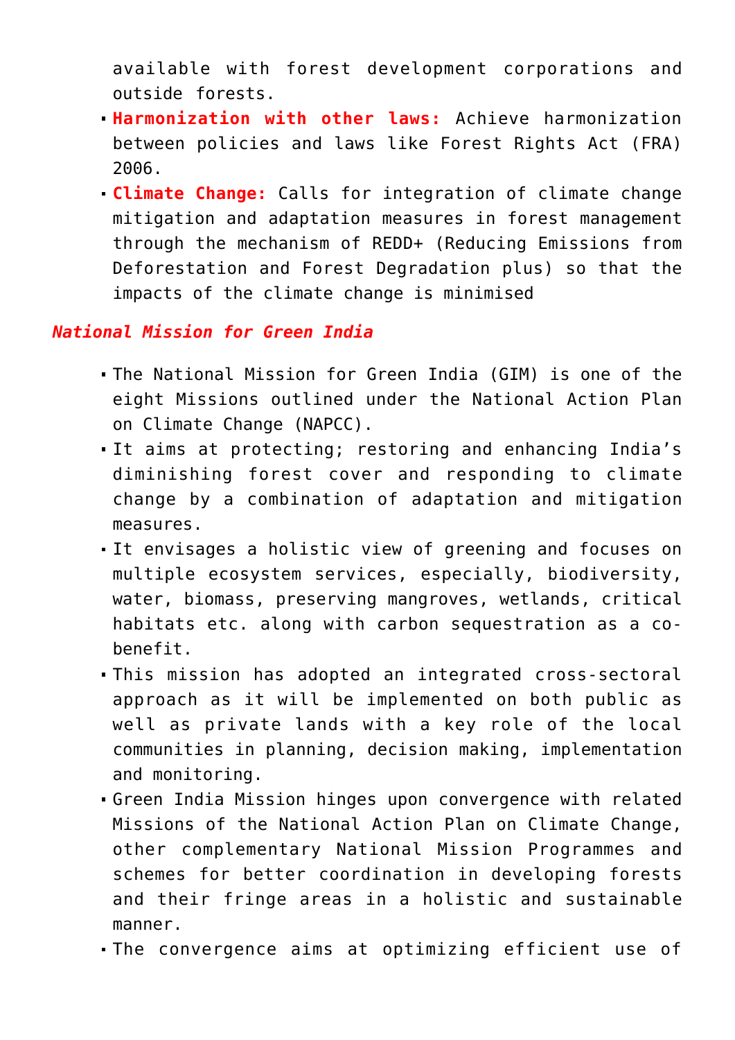available with forest development corporations and outside forests.

- **Harmonization with other laws:** Achieve harmonization between policies and laws like Forest Rights Act (FRA) 2006.
- **Climate Change:** Calls for integration of climate change mitigation and adaptation measures in forest management through the mechanism of REDD+ (Reducing Emissions from Deforestation and Forest Degradation plus) so that the impacts of the climate change is minimised

***National Mission for Green India***

- The National Mission for Green India (GIM) is one of the eight Missions outlined under the National Action Plan on Climate Change (NAPCC).
- It aims at protecting; restoring and enhancing India's diminishing forest cover and responding to climate change by a combination of adaptation and mitigation measures.
- It envisages a holistic view of greening and focuses on multiple ecosystem services, especially, biodiversity, water, biomass, preserving mangroves, wetlands, critical habitats etc. along with carbon sequestration as a co-benefit.
- This mission has adopted an integrated cross-sectoral approach as it will be implemented on both public as well as private lands with a key role of the local communities in planning, decision making, implementation and monitoring.
- Green India Mission hinges upon convergence with related Missions of the National Action Plan on Climate Change, other complementary National Mission Programmes and schemes for better coordination in developing forests and their fringe areas in a holistic and sustainable manner.
- The convergence aims at optimizing efficient use of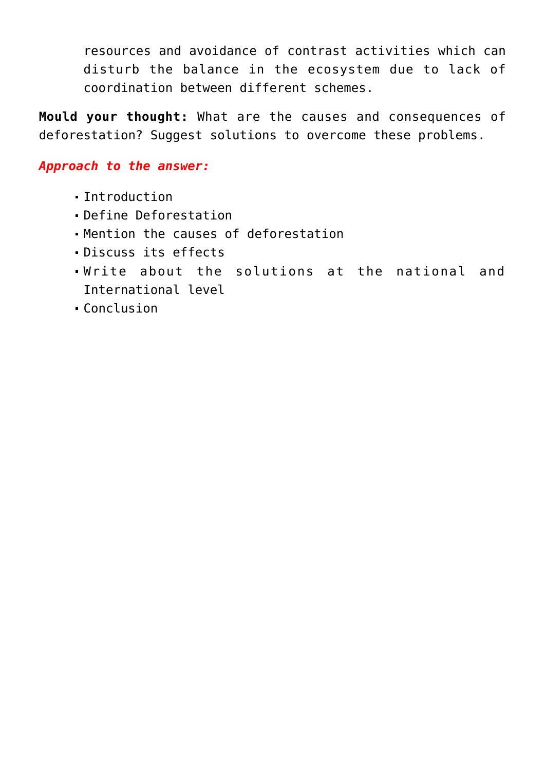resources and avoidance of contrast activities which can disturb the balance in the ecosystem due to lack of coordination between different schemes.

**Mould your thought:** What are the causes and consequences of deforestation? Suggest solutions to overcome these problems.

***Approach to the answer:***

- Introduction
- Define Deforestation
- Mention the causes of deforestation
- Discuss its effects
- Write about the solutions at the national and International level
- Conclusion